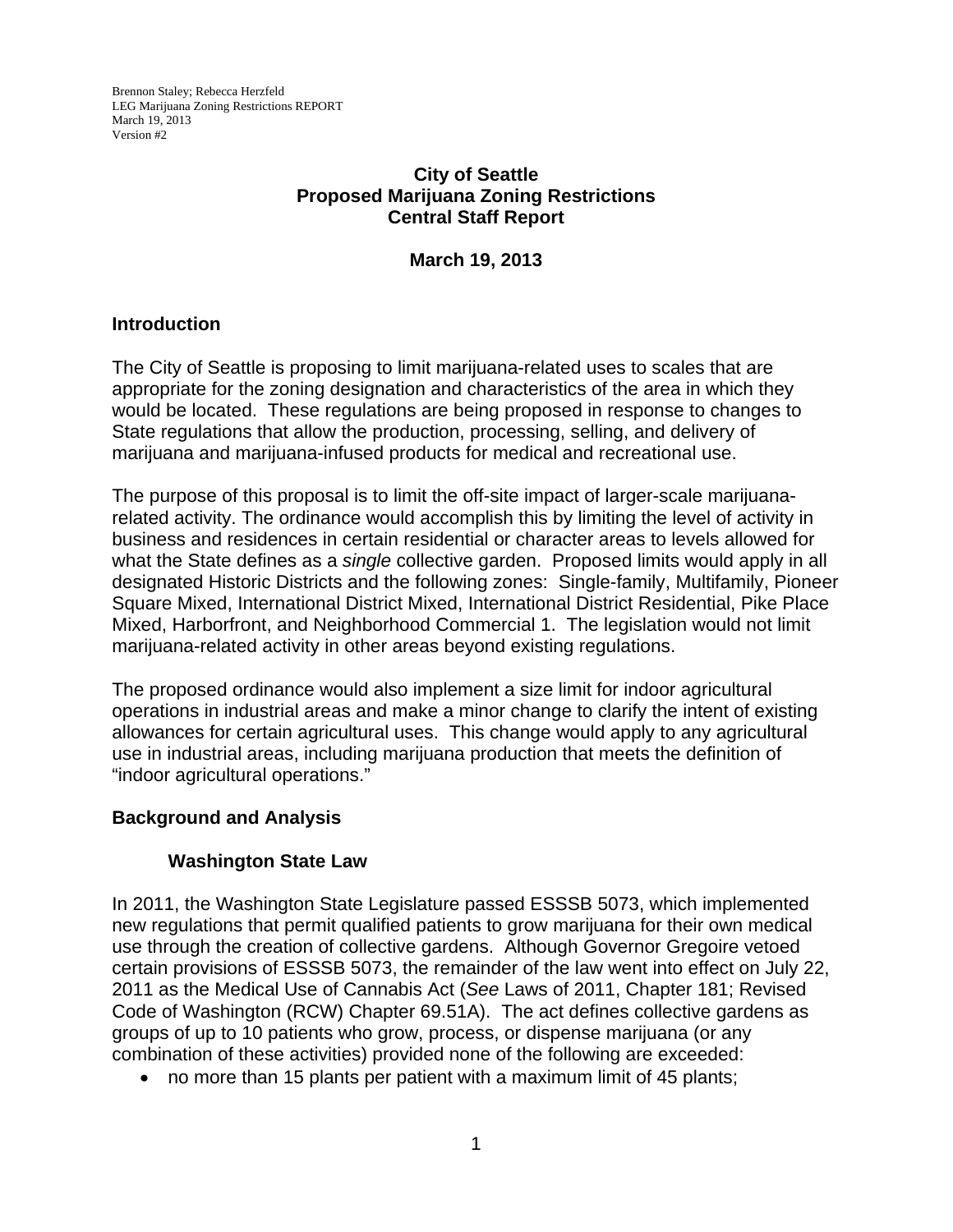Brennon Staley; Rebecca Herzfeld
LEG Marijuana Zoning Restrictions REPORT
March 19, 2013
Version #2

# City of Seattle
# Proposed Marijuana Zoning Restrictions
# Central Staff Report

**March 19, 2013**

## Introduction

The City of Seattle is proposing to limit marijuana-related uses to scales that are appropriate for the zoning designation and characteristics of the area in which they would be located. These regulations are being proposed in response to changes to State regulations that allow the production, processing, selling, and delivery of marijuana and marijuana-infused products for medical and recreational use.

The purpose of this proposal is to limit the off-site impact of larger-scale marijuana-related activity. The ordinance would accomplish this by limiting the level of activity in business and residences in certain residential or character areas to levels allowed for what the State defines as a *single* collective garden. Proposed limits would apply in all designated Historic Districts and the following zones: Single-family, Multifamily, Pioneer Square Mixed, International District Mixed, International District Residential, Pike Place Mixed, Harborfront, and Neighborhood Commercial 1. The legislation would not limit marijuana-related activity in other areas beyond existing regulations.

The proposed ordinance would also implement a size limit for indoor agricultural operations in industrial areas and make a minor change to clarify the intent of existing allowances for certain agricultural uses. This change would apply to any agricultural use in industrial areas, including marijuana production that meets the definition of "indoor agricultural operations."

## Background and Analysis

### Washington State Law

In 2011, the Washington State Legislature passed ESSSB 5073, which implemented new regulations that permit qualified patients to grow marijuana for their own medical use through the creation of collective gardens. Although Governor Gregoire vetoed certain provisions of ESSSB 5073, the remainder of the law went into effect on July 22, 2011 as the Medical Use of Cannabis Act (*See* Laws of 2011, Chapter 181; Revised Code of Washington (RCW) Chapter 69.51A). The act defines collective gardens as groups of up to 10 patients who grow, process, or dispense marijuana (or any combination of these activities) provided none of the following are exceeded:

- no more than 15 plants per patient with a maximum limit of 45 plants;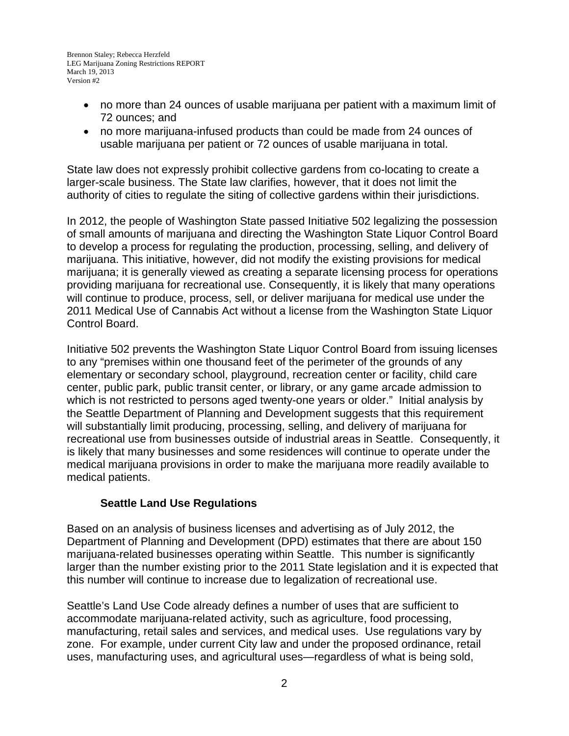- no more than 24 ounces of usable marijuana per patient with a maximum limit of 72 ounces; and
- no more marijuana-infused products than could be made from 24 ounces of usable marijuana per patient or 72 ounces of usable marijuana in total.

State law does not expressly prohibit collective gardens from co-locating to create a larger-scale business. The State law clarifies, however, that it does not limit the authority of cities to regulate the siting of collective gardens within their jurisdictions.

In 2012, the people of Washington State passed Initiative 502 legalizing the possession of small amounts of marijuana and directing the Washington State Liquor Control Board to develop a process for regulating the production, processing, selling, and delivery of marijuana. This initiative, however, did not modify the existing provisions for medical marijuana; it is generally viewed as creating a separate licensing process for operations providing marijuana for recreational use. Consequently, it is likely that many operations will continue to produce, process, sell, or deliver marijuana for medical use under the 2011 Medical Use of Cannabis Act without a license from the Washington State Liquor Control Board.

Initiative 502 prevents the Washington State Liquor Control Board from issuing licenses to any "premises within one thousand feet of the perimeter of the grounds of any elementary or secondary school, playground, recreation center or facility, child care center, public park, public transit center, or library, or any game arcade admission to which is not restricted to persons aged twenty-one years or older." Initial analysis by the Seattle Department of Planning and Development suggests that this requirement will substantially limit producing, processing, selling, and delivery of marijuana for recreational use from businesses outside of industrial areas in Seattle. Consequently, it is likely that many businesses and some residences will continue to operate under the medical marijuana provisions in order to make the marijuana more readily available to medical patients.

### Seattle Land Use Regulations

Based on an analysis of business licenses and advertising as of July 2012, the Department of Planning and Development (DPD) estimates that there are about 150 marijuana-related businesses operating within Seattle. This number is significantly larger than the number existing prior to the 2011 State legislation and it is expected that this number will continue to increase due to legalization of recreational use.

Seattle's Land Use Code already defines a number of uses that are sufficient to accommodate marijuana-related activity, such as agriculture, food processing, manufacturing, retail sales and services, and medical uses. Use regulations vary by zone. For example, under current City law and under the proposed ordinance, retail uses, manufacturing uses, and agricultural uses—regardless of what is being sold,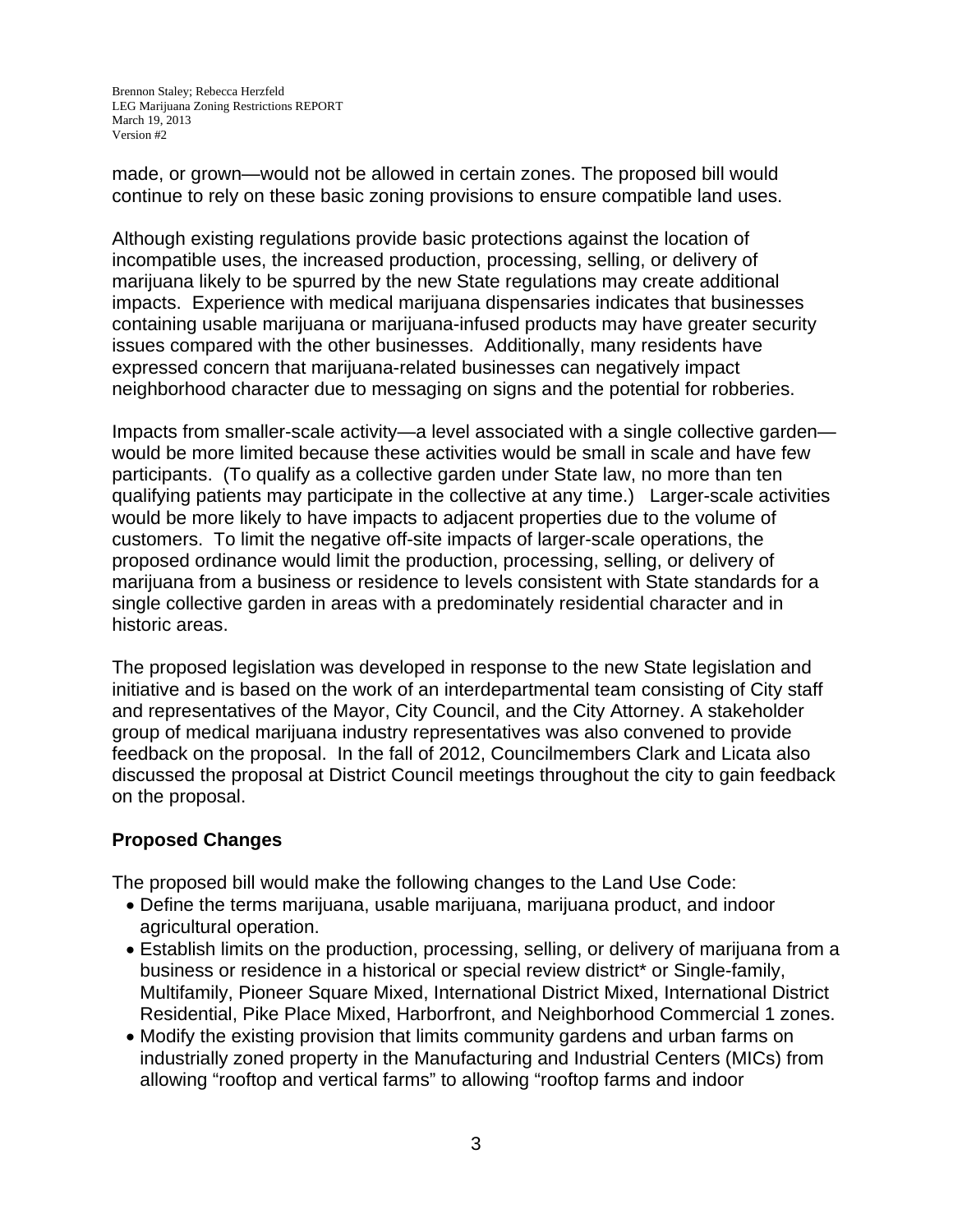made, or grown—would not be allowed in certain zones. The proposed bill would continue to rely on these basic zoning provisions to ensure compatible land uses.

Although existing regulations provide basic protections against the location of incompatible uses, the increased production, processing, selling, or delivery of marijuana likely to be spurred by the new State regulations may create additional impacts. Experience with medical marijuana dispensaries indicates that businesses containing usable marijuana or marijuana-infused products may have greater security issues compared with the other businesses. Additionally, many residents have expressed concern that marijuana-related businesses can negatively impact neighborhood character due to messaging on signs and the potential for robberies.

Impacts from smaller-scale activity—a level associated with a single collective garden—would be more limited because these activities would be small in scale and have few participants. (To qualify as a collective garden under State law, no more than ten qualifying patients may participate in the collective at any time.) Larger-scale activities would be more likely to have impacts to adjacent properties due to the volume of customers. To limit the negative off-site impacts of larger-scale operations, the proposed ordinance would limit the production, processing, selling, or delivery of marijuana from a business or residence to levels consistent with State standards for a single collective garden in areas with a predominately residential character and in historic areas.

The proposed legislation was developed in response to the new State legislation and initiative and is based on the work of an interdepartmental team consisting of City staff and representatives of the Mayor, City Council, and the City Attorney. A stakeholder group of medical marijuana industry representatives was also convened to provide feedback on the proposal. In the fall of 2012, Councilmembers Clark and Licata also discussed the proposal at District Council meetings throughout the city to gain feedback on the proposal.

## Proposed Changes

The proposed bill would make the following changes to the Land Use Code:

- Define the terms marijuana, usable marijuana, marijuana product, and indoor agricultural operation.
- Establish limits on the production, processing, selling, or delivery of marijuana from a business or residence in a historical or special review district* or Single-family, Multifamily, Pioneer Square Mixed, International District Mixed, International District Residential, Pike Place Mixed, Harborfront, and Neighborhood Commercial 1 zones.
- Modify the existing provision that limits community gardens and urban farms on industrially zoned property in the Manufacturing and Industrial Centers (MICs) from allowing "rooftop and vertical farms" to allowing "rooftop farms and indoor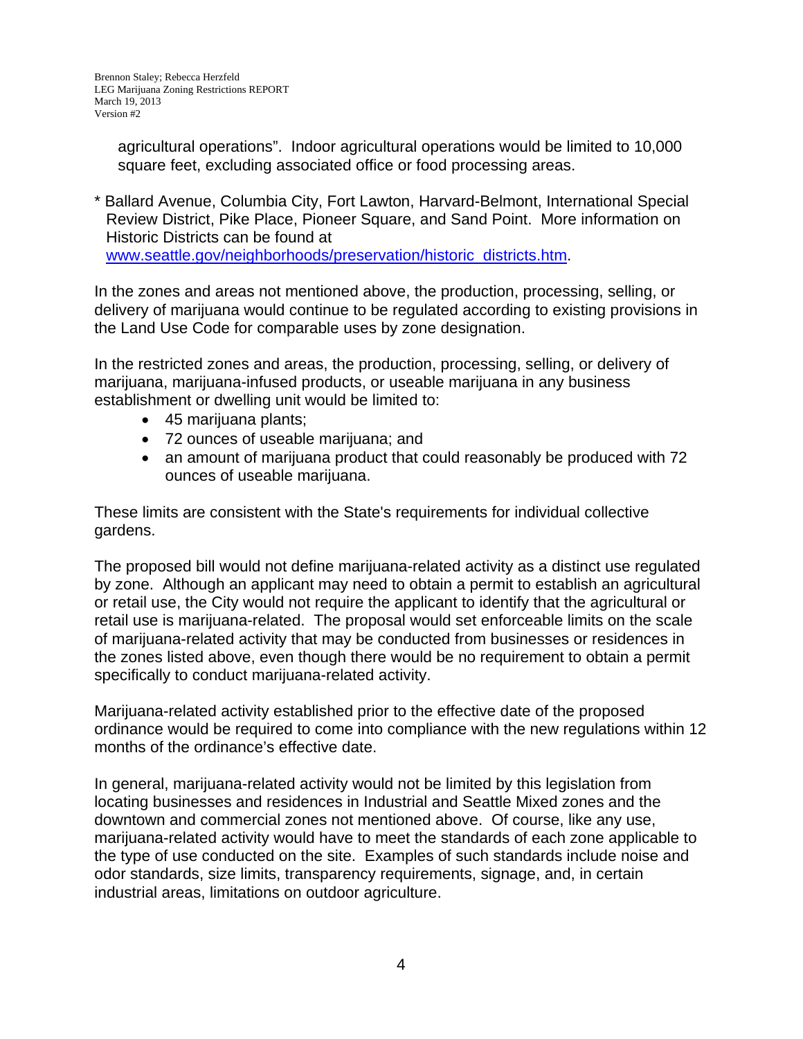agricultural operations". Indoor agricultural operations would be limited to 10,000 square feet, excluding associated office or food processing areas.

* Ballard Avenue, Columbia City, Fort Lawton, Harvard-Belmont, International Special Review District, Pike Place, Pioneer Square, and Sand Point. More information on Historic Districts can be found at [www.seattle.gov/neighborhoods/preservation/historic_districts.htm](www.seattle.gov/neighborhoods/preservation/historic_districts.htm).

In the zones and areas not mentioned above, the production, processing, selling, or delivery of marijuana would continue to be regulated according to existing provisions in the Land Use Code for comparable uses by zone designation.

In the restricted zones and areas, the production, processing, selling, or delivery of marijuana, marijuana-infused products, or useable marijuana in any business establishment or dwelling unit would be limited to:

- 45 marijuana plants;
- 72 ounces of useable marijuana; and
- an amount of marijuana product that could reasonably be produced with 72 ounces of useable marijuana.

These limits are consistent with the State's requirements for individual collective gardens.

The proposed bill would not define marijuana-related activity as a distinct use regulated by zone. Although an applicant may need to obtain a permit to establish an agricultural or retail use, the City would not require the applicant to identify that the agricultural or retail use is marijuana-related. The proposal would set enforceable limits on the scale of marijuana-related activity that may be conducted from businesses or residences in the zones listed above, even though there would be no requirement to obtain a permit specifically to conduct marijuana-related activity.

Marijuana-related activity established prior to the effective date of the proposed ordinance would be required to come into compliance with the new regulations within 12 months of the ordinance's effective date.

In general, marijuana-related activity would not be limited by this legislation from locating businesses and residences in Industrial and Seattle Mixed zones and the downtown and commercial zones not mentioned above. Of course, like any use, marijuana-related activity would have to meet the standards of each zone applicable to the type of use conducted on the site. Examples of such standards include noise and odor standards, size limits, transparency requirements, signage, and, in certain industrial areas, limitations on outdoor agriculture.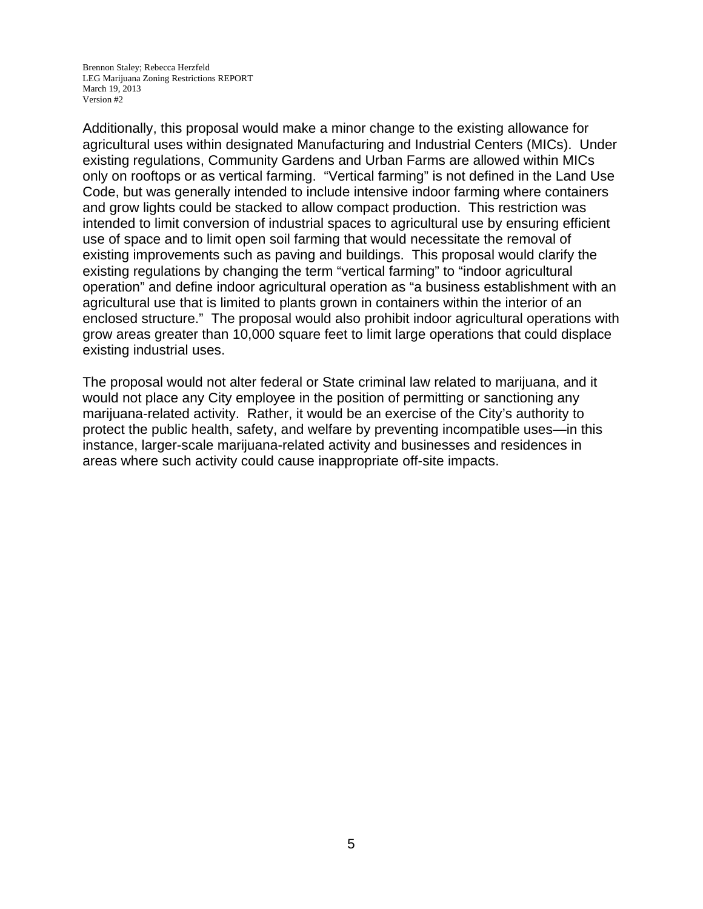Additionally, this proposal would make a minor change to the existing allowance for agricultural uses within designated Manufacturing and Industrial Centers (MICs). Under existing regulations, Community Gardens and Urban Farms are allowed within MICs only on rooftops or as vertical farming. "Vertical farming" is not defined in the Land Use Code, but was generally intended to include intensive indoor farming where containers and grow lights could be stacked to allow compact production. This restriction was intended to limit conversion of industrial spaces to agricultural use by ensuring efficient use of space and to limit open soil farming that would necessitate the removal of existing improvements such as paving and buildings. This proposal would clarify the existing regulations by changing the term "vertical farming" to "indoor agricultural operation" and define indoor agricultural operation as "a business establishment with an agricultural use that is limited to plants grown in containers within the interior of an enclosed structure." The proposal would also prohibit indoor agricultural operations with grow areas greater than 10,000 square feet to limit large operations that could displace existing industrial uses.

The proposal would not alter federal or State criminal law related to marijuana, and it would not place any City employee in the position of permitting or sanctioning any marijuana-related activity. Rather, it would be an exercise of the City's authority to protect the public health, safety, and welfare by preventing incompatible uses—in this instance, larger-scale marijuana-related activity and businesses and residences in areas where such activity could cause inappropriate off-site impacts.